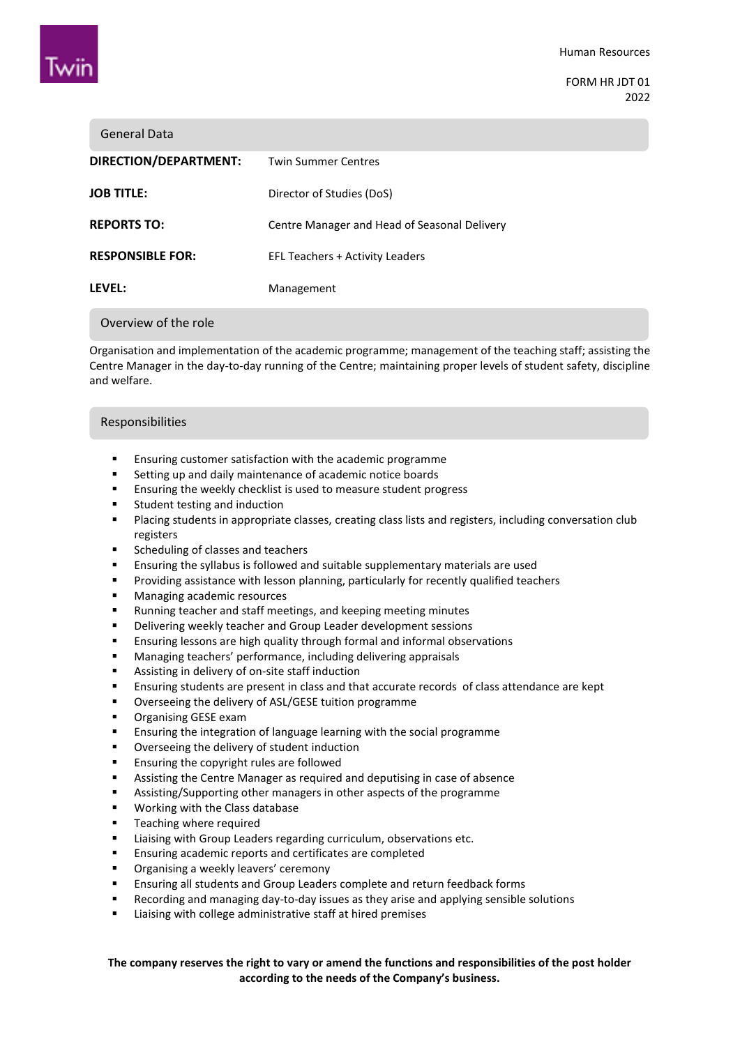Human Resources

FORM HR JDT 01
2022

## General Data

| | |
|---|---|
| **DIRECTION/DEPARTMENT:** | Twin Summer Centres |
| **JOB TITLE:** | Director of Studies (DoS) |
| **REPORTS TO:** | Centre Manager and Head of Seasonal Delivery |
| **RESPONSIBLE FOR:** | EFL Teachers + Activity Leaders |
| **LEVEL:** | Management |

## Overview of the role

Organisation and implementation of the academic programme; management of the teaching staff; assisting the Centre Manager in the day-to-day running of the Centre; maintaining proper levels of student safety, discipline and welfare.

## Responsibilities

- Ensuring customer satisfaction with the academic programme
- Setting up and daily maintenance of academic notice boards
- Ensuring the weekly checklist is used to measure student progress
- Student testing and induction
- Placing students in appropriate classes, creating class lists and registers, including conversation club registers
- Scheduling of classes and teachers
- Ensuring the syllabus is followed and suitable supplementary materials are used
- Providing assistance with lesson planning, particularly for recently qualified teachers
- Managing academic resources
- Running teacher and staff meetings, and keeping meeting minutes
- Delivering weekly teacher and Group Leader development sessions
- Ensuring lessons are high quality through formal and informal observations
- Managing teachers' performance, including delivering appraisals
- Assisting in delivery of on-site staff induction
- Ensuring students are present in class and that accurate records of class attendance are kept
- Overseeing the delivery of ASL/GESE tuition programme
- Organising GESE exam
- Ensuring the integration of language learning with the social programme
- Overseeing the delivery of student induction
- Ensuring the copyright rules are followed
- Assisting the Centre Manager as required and deputising in case of absence
- Assisting/Supporting other managers in other aspects of the programme
- Working with the Class database
- Teaching where required
- Liaising with Group Leaders regarding curriculum, observations etc.
- Ensuring academic reports and certificates are completed
- Organising a weekly leavers' ceremony
- Ensuring all students and Group Leaders complete and return feedback forms
- Recording and managing day-to-day issues as they arise and applying sensible solutions
- Liaising with college administrative staff at hired premises

**The company reserves the right to vary or amend the functions and responsibilities of the post holder according to the needs of the Company's business.**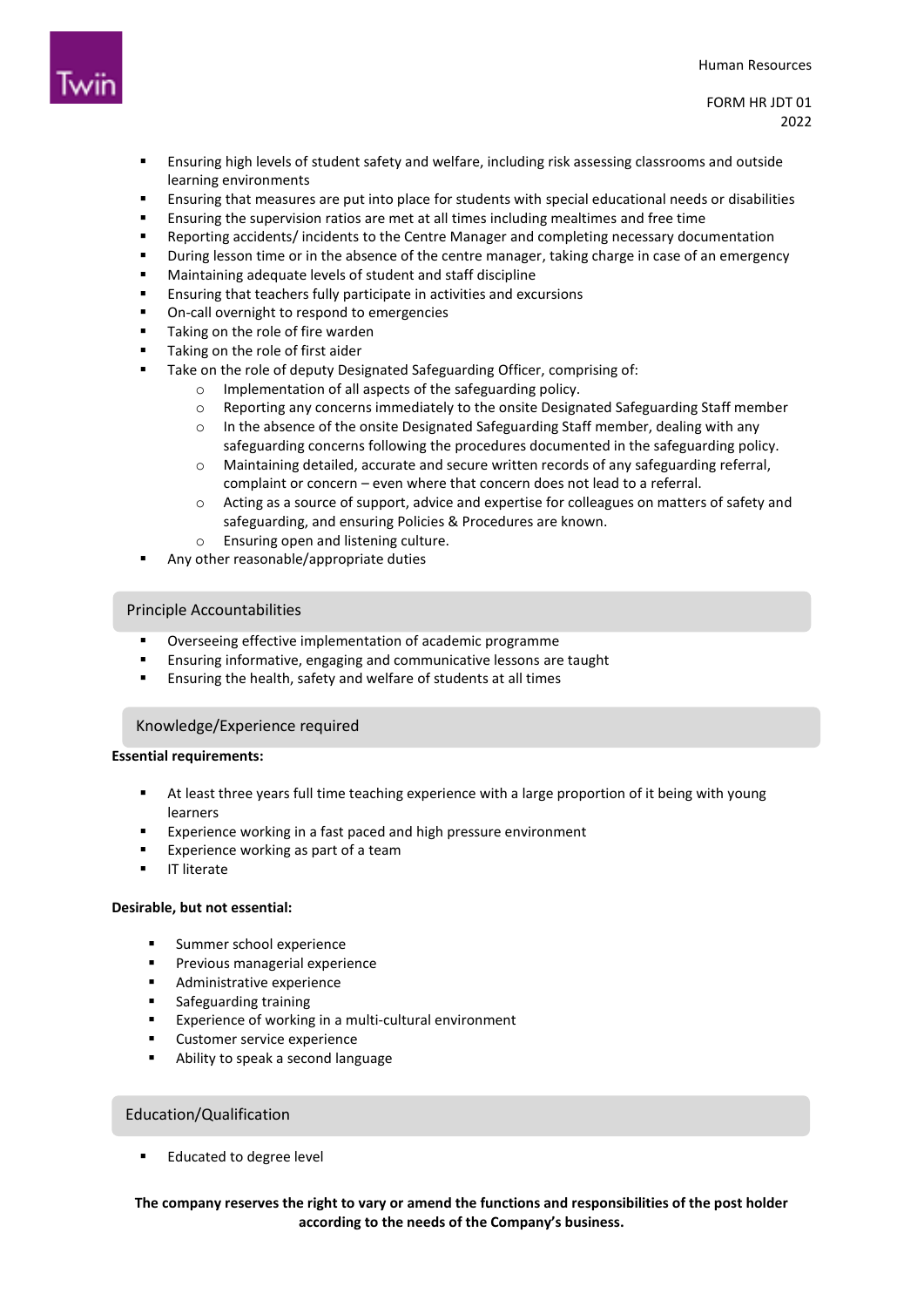- Ensuring high levels of student safety and welfare, including risk assessing classrooms and outside learning environments
- Ensuring that measures are put into place for students with special educational needs or disabilities
- Ensuring the supervision ratios are met at all times including mealtimes and free time
- Reporting accidents/ incidents to the Centre Manager and completing necessary documentation
- During lesson time or in the absence of the centre manager, taking charge in case of an emergency
- Maintaining adequate levels of student and staff discipline
- Ensuring that teachers fully participate in activities and excursions
- On-call overnight to respond to emergencies
- Taking on the role of fire warden
- Taking on the role of first aider
- Take on the role of deputy Designated Safeguarding Officer, comprising of:
  - Implementation of all aspects of the safeguarding policy.
  - Reporting any concerns immediately to the onsite Designated Safeguarding Staff member
  - In the absence of the onsite Designated Safeguarding Staff member, dealing with any safeguarding concerns following the procedures documented in the safeguarding policy.
  - Maintaining detailed, accurate and secure written records of any safeguarding referral, complaint or concern – even where that concern does not lead to a referral.
  - Acting as a source of support, advice and expertise for colleagues on matters of safety and safeguarding, and ensuring Policies & Procedures are known.
  - Ensuring open and listening culture.
- Any other reasonable/appropriate duties

## Principle Accountabilities

- Overseeing effective implementation of academic programme
- Ensuring informative, engaging and communicative lessons are taught
- Ensuring the health, safety and welfare of students at all times

## Knowledge/Experience required

**Essential requirements:**

- At least three years full time teaching experience with a large proportion of it being with young learners
- Experience working in a fast paced and high pressure environment
- Experience working as part of a team
- IT literate

**Desirable, but not essential:**

- Summer school experience
- Previous managerial experience
- Administrative experience
- Safeguarding training
- Experience of working in a multi-cultural environment
- Customer service experience
- Ability to speak a second language

## Education/Qualification

- Educated to degree level

**The company reserves the right to vary or amend the functions and responsibilities of the post holder according to the needs of the Company's business.**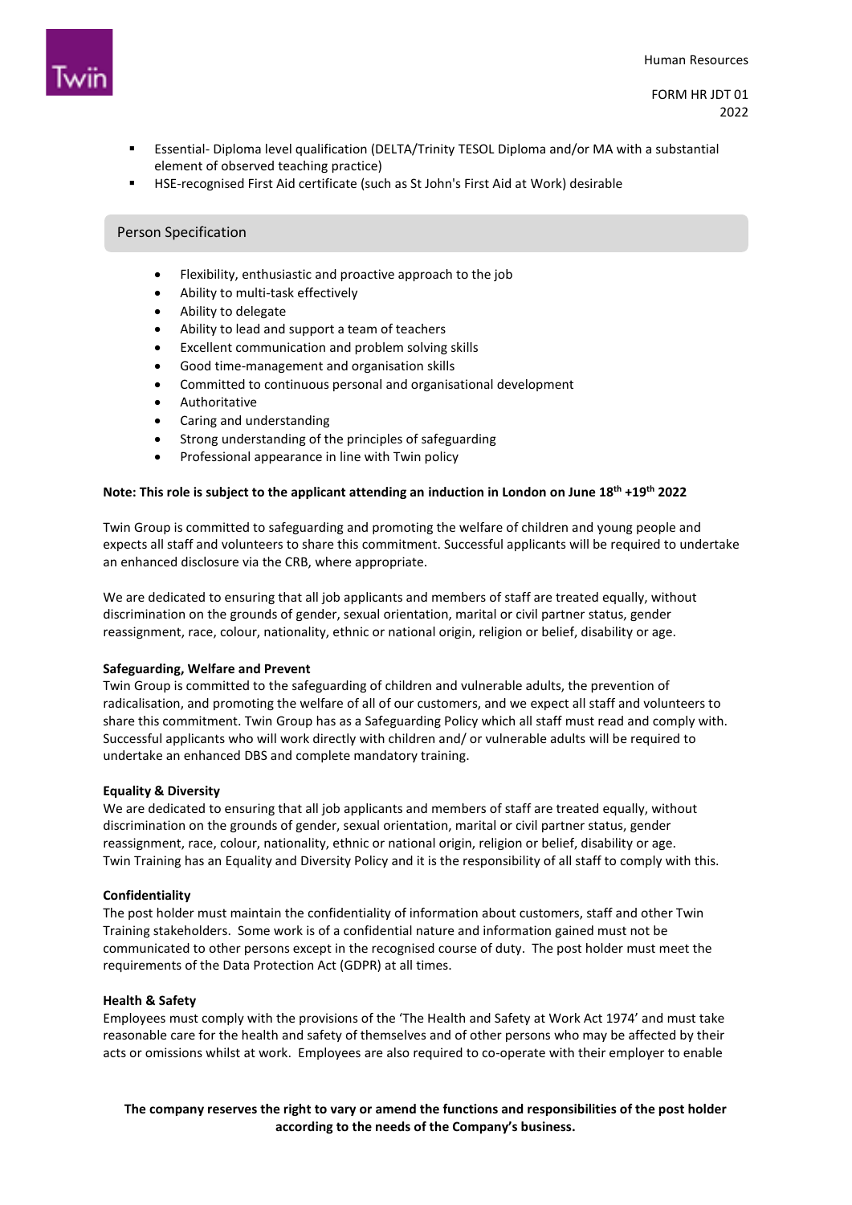- Essential- Diploma level qualification (DELTA/Trinity TESOL Diploma and/or MA with a substantial element of observed teaching practice)
- HSE-recognised First Aid certificate (such as St John's First Aid at Work) desirable

## Person Specification

- Flexibility, enthusiastic and proactive approach to the job
- Ability to multi-task effectively
- Ability to delegate
- Ability to lead and support a team of teachers
- Excellent communication and problem solving skills
- Good time-management and organisation skills
- Committed to continuous personal and organisational development
- Authoritative
- Caring and understanding
- Strong understanding of the principles of safeguarding
- Professional appearance in line with Twin policy

**Note: This role is subject to the applicant attending an induction in London on June 18th +19th 2022**

Twin Group is committed to safeguarding and promoting the welfare of children and young people and expects all staff and volunteers to share this commitment. Successful applicants will be required to undertake an enhanced disclosure via the CRB, where appropriate.

We are dedicated to ensuring that all job applicants and members of staff are treated equally, without discrimination on the grounds of gender, sexual orientation, marital or civil partner status, gender reassignment, race, colour, nationality, ethnic or national origin, religion or belief, disability or age.

**Safeguarding, Welfare and Prevent**

Twin Group is committed to the safeguarding of children and vulnerable adults, the prevention of radicalisation, and promoting the welfare of all of our customers, and we expect all staff and volunteers to share this commitment. Twin Group has as a Safeguarding Policy which all staff must read and comply with. Successful applicants who will work directly with children and/ or vulnerable adults will be required to undertake an enhanced DBS and complete mandatory training.

**Equality & Diversity**

We are dedicated to ensuring that all job applicants and members of staff are treated equally, without discrimination on the grounds of gender, sexual orientation, marital or civil partner status, gender reassignment, race, colour, nationality, ethnic or national origin, religion or belief, disability or age. Twin Training has an Equality and Diversity Policy and it is the responsibility of all staff to comply with this.

**Confidentiality**

The post holder must maintain the confidentiality of information about customers, staff and other Twin Training stakeholders. Some work is of a confidential nature and information gained must not be communicated to other persons except in the recognised course of duty. The post holder must meet the requirements of the Data Protection Act (GDPR) at all times.

**Health & Safety**

Employees must comply with the provisions of the 'The Health and Safety at Work Act 1974' and must take reasonable care for the health and safety of themselves and of other persons who may be affected by their acts or omissions whilst at work. Employees are also required to co-operate with their employer to enable

**The company reserves the right to vary or amend the functions and responsibilities of the post holder according to the needs of the Company's business.**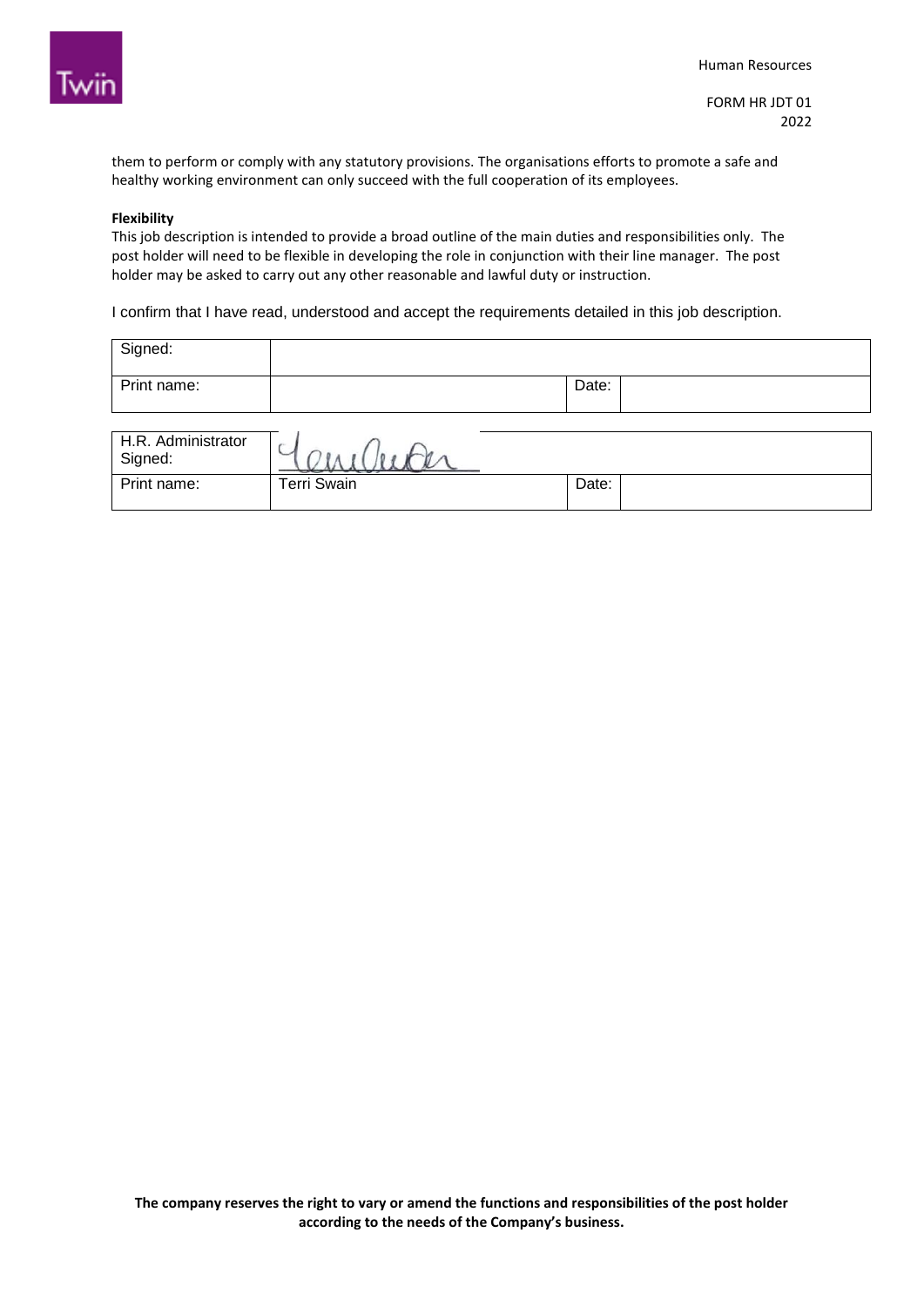them to perform or comply with any statutory provisions. The organisations efforts to promote a safe and healthy working environment can only succeed with the full cooperation of its employees.

**Flexibility**

This job description is intended to provide a broad outline of the main duties and responsibilities only. The post holder will need to be flexible in developing the role in conjunction with their line manager. The post holder may be asked to carry out any other reasonable and lawful duty or instruction.

I confirm that I have read, understood and accept the requirements detailed in this job description.

| | | | |
|---|---|---|---|
| Signed: | | | |
| Print name: | | Date: | |

| | | | |
|---|---|---|---|
| H.R. Administrator Signed: | | | |
| Print name: | Terri Swain | Date: | |

**The company reserves the right to vary or amend the functions and responsibilities of the post holder according to the needs of the Company's business.**